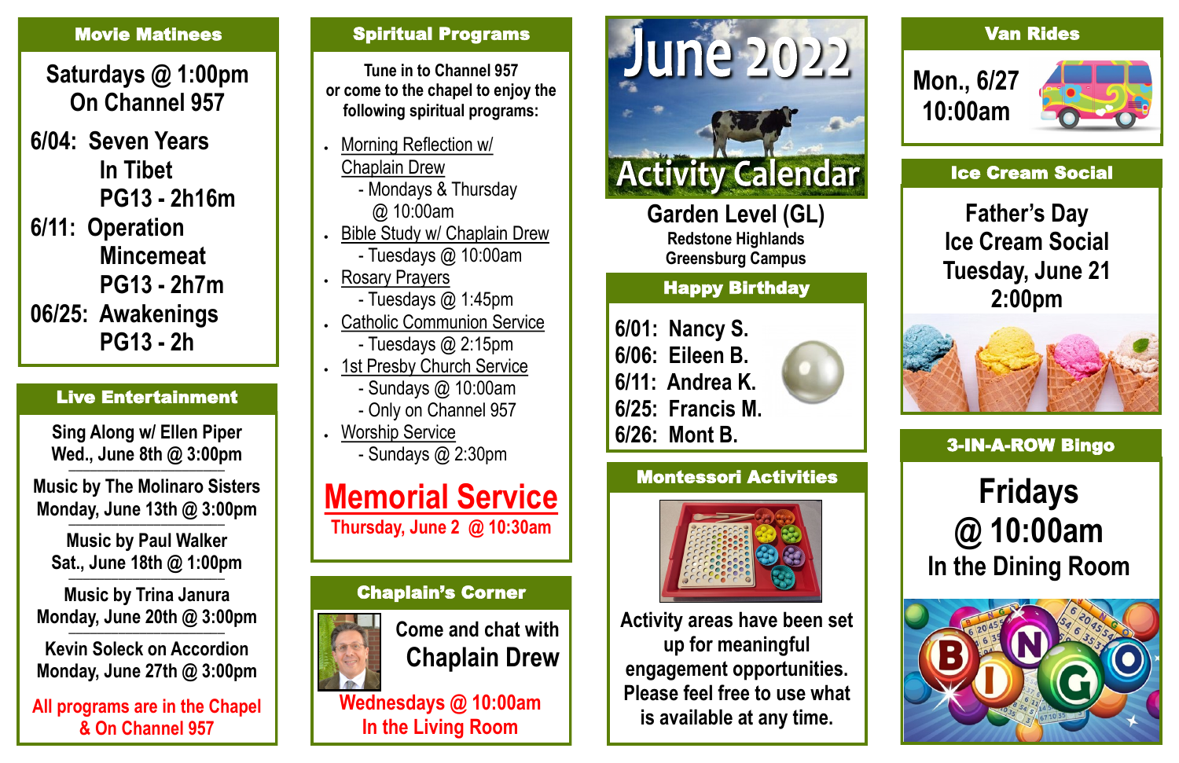# June 2022

# Activity Calendar

**Garden Level (GL)**
Redstone Highlands
Greensburg Campus

## Movie Matinees

**Saturdays @ 1:00pm**
**On Channel 957**

- **6/04:** Seven Years In Tibet
  PG13 - 2h16m
- **6/11:** Operation Mincemeat
  PG13 - 2h7m
- **06/25:** Awakenings
  PG13 - 2h

## Live Entertainment

**Sing Along w/ Ellen Piper**
Wed., June 8th @ 3:00pm

**Music by The Molinaro Sisters**
Monday, June 13th @ 3:00pm

**Music by Paul Walker**
Sat., June 18th @ 1:00pm

**Music by Trina Janura**
Monday, June 20th @ 3:00pm

**Kevin Soleck on Accordion**
Monday, June 27th @ 3:00pm

**All programs are in the Chapel & On Channel 957**

## Spiritual Programs

Tune in to Channel 957 or come to the chapel to enjoy the following spiritual programs:

- Morning Reflection w/ Chaplain Drew
  - Mondays & Thursday @ 10:00am
- Bible Study w/ Chaplain Drew
  - Tuesdays @ 10:00am
- Rosary Prayers
  - Tuesdays @ 1:45pm
- Catholic Communion Service
  - Tuesdays @ 2:15pm
- 1st Presby Church Service
  - Sundays @ 10:00am
  - Only on Channel 957
- Worship Service
  - Sundays @ 2:30pm

## Memorial Service

**Thursday, June 2 @ 10:30am**

## Chaplain's Corner

Come and chat with **Chaplain Drew**

**Wednesdays @ 10:00am**
**In the Living Room**

## Happy Birthday

- **6/01:** Nancy S.
- **6/06:** Eileen B.
- **6/11:** Andrea K.
- **6/25:** Francis M.
- **6/26:** Mont B.

## Montessori Activities

Activity areas have been set up for meaningful engagement opportunities. Please feel free to use what is available at any time.

## Van Rides

**Mon., 6/27**
**10:00am**

## Ice Cream Social

**Father's Day Ice Cream Social**
**Tuesday, June 21**
**2:00pm**

## 3-IN-A-ROW Bingo

**Fridays @ 10:00am**
**In the Dining Room**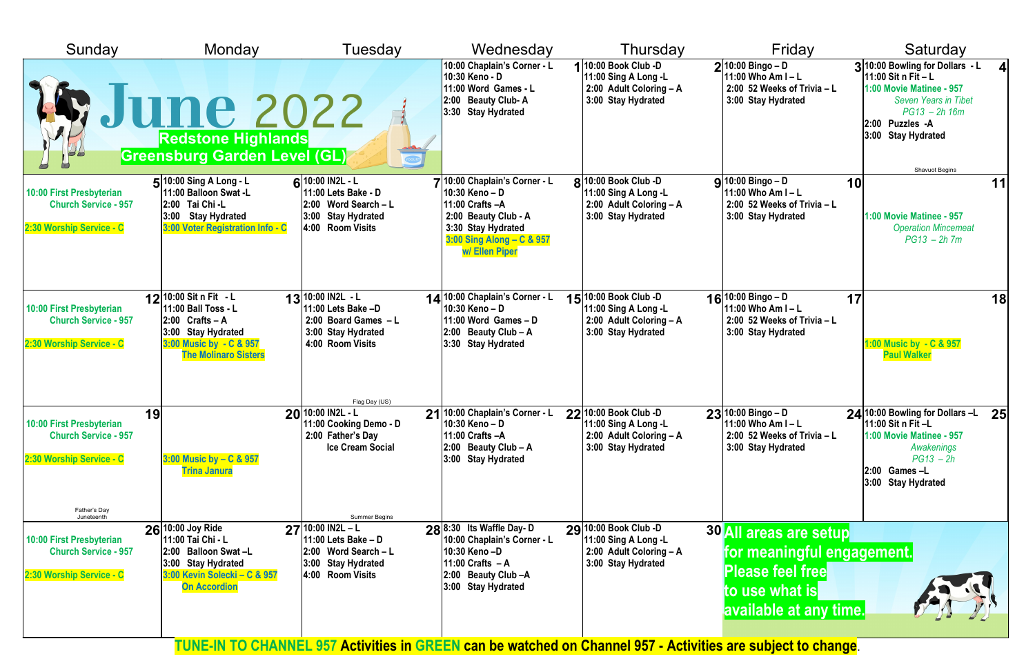# June 2022

**Redstone Highlands**
**Greensburg Garden Level (GL)**

| Sunday | Monday | Tuesday | Wednesday | Thursday | Friday | Saturday |
|---|---|---|---|---|---|---|
| | | | **1** 10:00 Chaplain's Corner - L<br>10:30 Keno - D<br>11:00 Word Games - L<br>2:00 Beauty Club- A<br>3:30 Stay Hydrated | **2** 10:00 Book Club -D<br>11:00 Sing A Long -L<br>2:00 Adult Coloring – A<br>3:00 Stay Hydrated | **3** 10:00 Bingo – D<br>11:00 Who Am I – L<br>2:00 52 Weeks of Trivia – L<br>3:00 Stay Hydrated | **4** 10:00 Bowling for Dollars - L<br>11:00 Sit n Fit – L<br>1:00 Movie Matinee - 957<br>*Seven Years in Tibet*<br>*PG13 – 2h 16m*<br>2:00 Puzzles -A<br>3:00 Stay Hydrated<br>Shavuot Begins |
| **5** 10:00 First Presbyterian Church Service - 957<br>2:30 Worship Service - C | **6** 10:00 Sing A Long - L<br>11:00 Balloon Swat -L<br>2:00 Tai Chi -L<br>3:00 Stay Hydrated<br>3:00 Voter Registration Info - C | **7** 10:00 IN2L - L<br>11:00 Lets Bake - D<br>2:00 Word Search – L<br>3:00 Stay Hydrated<br>4:00 Room Visits | **8** 10:00 Chaplain's Corner - L<br>10:30 Keno – D<br>11:00 Crafts –A<br>2:00 Beauty Club - A<br>3:30 Stay Hydrated<br>3:00 Sing Along – C & 957 w/ Ellen Piper | **9** 10:00 Book Club -D<br>11:00 Sing A Long -L<br>2:00 Adult Coloring – A<br>3:00 Stay Hydrated | **10** 10:00 Bingo – D<br>11:00 Who Am I – L<br>2:00 52 Weeks of Trivia – L<br>3:00 Stay Hydrated | **11** 1:00 Movie Matinee - 957<br>*Operation Mincemeat*<br>*PG13 – 2h 7m* |
| **12** 10:00 First Presbyterian Church Service - 957<br>2:30 Worship Service - C | **13** 10:00 Sit n Fit - L<br>11:00 Ball Toss - L<br>2:00 Crafts – A<br>3:00 Stay Hydrated<br>3:00 Music by - C & 957 The Molinaro Sisters | **14** 10:00 IN2L - L<br>11:00 Lets Bake –D<br>2:00 Board Games – L<br>3:00 Stay Hydrated<br>4:00 Room Visits<br>Flag Day (US) | **15** 10:00 Chaplain's Corner - L<br>10:30 Keno – D<br>11:00 Word Games – D<br>2:00 Beauty Club – A<br>3:30 Stay Hydrated | **16** 10:00 Book Club -D<br>11:00 Sing A Long -L<br>2:00 Adult Coloring – A<br>3:00 Stay Hydrated | **17** 10:00 Bingo – D<br>11:00 Who Am I – L<br>2:00 52 Weeks of Trivia – L<br>3:00 Stay Hydrated | **18** 1:00 Music by - C & 957 Paul Walker |
| **19** 10:00 First Presbyterian Church Service - 957<br>2:30 Worship Service - C<br>Father's Day<br>Juneteenth | **20** 3:00 Music by – C & 957 Trina Janura | **21** 10:00 IN2L - L<br>11:00 Cooking Demo - D<br>2:00 Father's Day Ice Cream Social<br>Summer Begins | **22** 10:00 Chaplain's Corner - L<br>10:30 Keno – D<br>11:00 Crafts –A<br>2:00 Beauty Club – A<br>3:00 Stay Hydrated | **23** 10:00 Book Club -D<br>11:00 Sing A Long -L<br>2:00 Adult Coloring – A<br>3:00 Stay Hydrated | **24** 10:00 Bingo – D<br>11:00 Who Am I – L<br>2:00 52 Weeks of Trivia – L<br>3:00 Stay Hydrated | **25** 10:00 Bowling for Dollars –L<br>11:00 Sit n Fit –L<br>1:00 Movie Matinee - 957<br>*Awakenings*<br>*PG13 – 2h*<br>2:00 Games –L<br>3:00 Stay Hydrated |
| **26** 10:00 First Presbyterian Church Service - 957<br>2:30 Worship Service - C | **27** 10:00 Joy Ride<br>11:00 Tai Chi - L<br>2:00 Balloon Swat –L<br>3:00 Stay Hydrated<br>3:00 Kevin Solecki – C & 957 On Accordion | **28** 10:00 IN2L – L<br>11:00 Lets Bake – D<br>2:00 Word Search – L<br>3:00 Stay Hydrated<br>4:00 Room Visits | **29** 8:30 Its Waffle Day- D<br>10:00 Chaplain's Corner - L<br>10:30 Keno –D<br>11:00 Crafts – A<br>2:00 Beauty Club –A<br>3:00 Stay Hydrated | **30** 10:00 Book Club -D<br>11:00 Sing A Long -L<br>2:00 Adult Coloring – A<br>3:00 Stay Hydrated | All areas are setup for meaningful engagement. Please feel free to use what is available at any time. | |

**TUNE-IN TO CHANNEL 957 Activities in GREEN can be watched on Channel 957 - Activities are subject to change**.